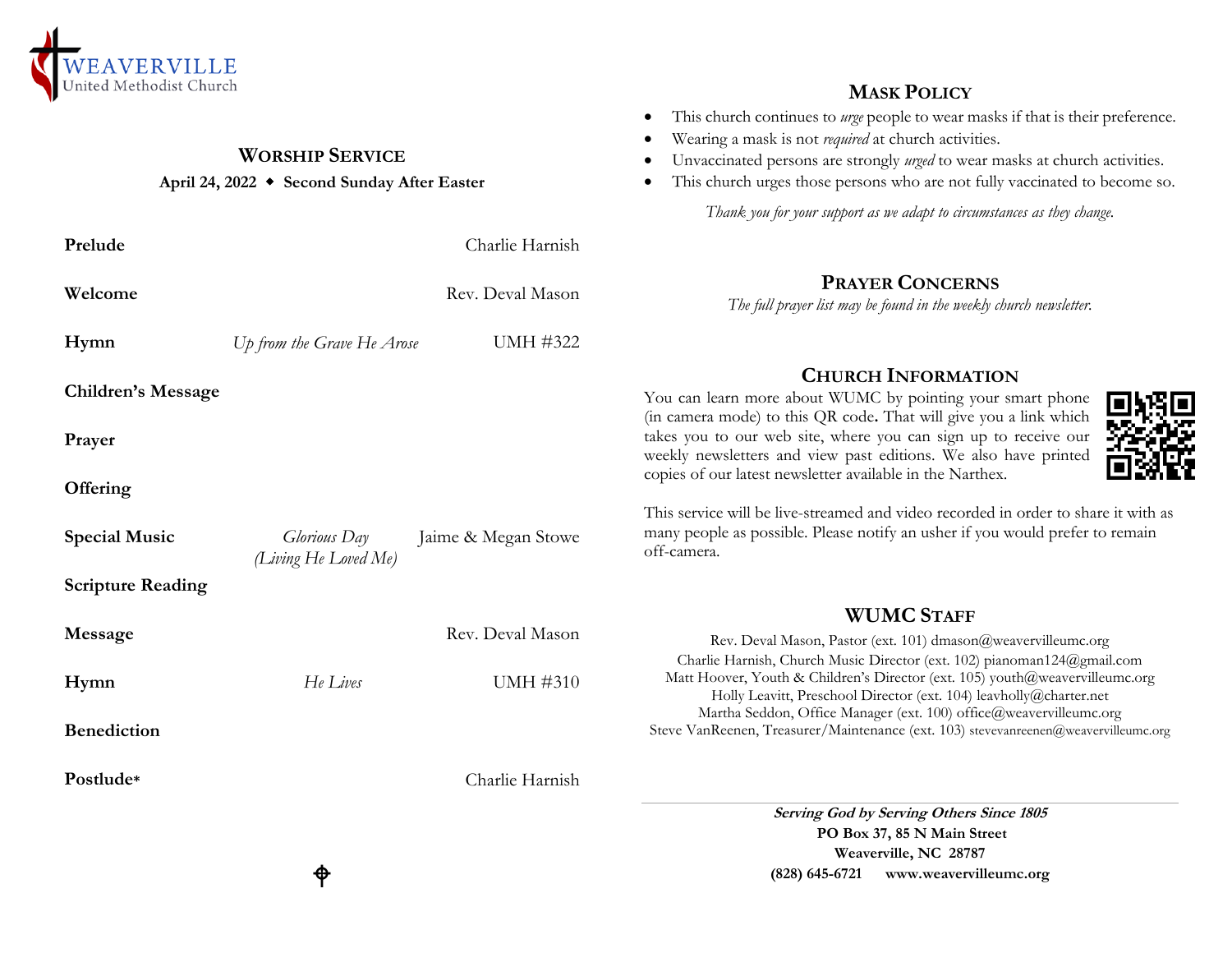WEAVERVILLE
United Methodist Church

## Worship Service

**April 24, 2022 ◆ Second Sunday After Easter**

| | | |
|---|---|---|
| **Prelude** | | Charlie Harnish |
| **Welcome** | | Rev. Deval Mason |
| **Hymn** | *Up from the Grave He Arose* | UMH #322 |
| **Children's Message** | | |
| **Prayer** | | |
| **Offering** | | |
| **Special Music** | *Glorious Day (Living He Loved Me)* | Jaime & Megan Stowe |
| **Scripture Reading** | | |
| **Message** | | Rev. Deval Mason |
| **Hymn** | *He Lives* | UMH #310 |
| **Benediction** | | |
| **Postlude*** | | Charlie Harnish |

## Mask Policy

- This church continues to *urge* people to wear masks if that is their preference.
- Wearing a mask is not *required* at church activities.
- Unvaccinated persons are strongly *urged* to wear masks at church activities.
- This church urges those persons who are not fully vaccinated to become so.

*Thank you for your support as we adapt to circumstances as they change.*

## Prayer Concerns

*The full prayer list may be found in the weekly church newsletter.*

## Church Information

You can learn more about WUMC by pointing your smart phone (in camera mode) to this QR code**.** That will give you a link which takes you to our web site, where you can sign up to receive our weekly newsletters and view past editions. We also have printed copies of our latest newsletter available in the Narthex.

This service will be live-streamed and video recorded in order to share it with as many people as possible. Please notify an usher if you would prefer to remain off-camera.

## WUMC Staff

Rev. Deval Mason, Pastor (ext. 101) dmason@weavervilleumc.org
Charlie Harnish, Church Music Director (ext. 102) pianoman124@gmail.com
Matt Hoover, Youth & Children's Director (ext. 105) youth@weavervilleumc.org
Holly Leavitt, Preschool Director (ext. 104) leavholly@charter.net
Martha Seddon, Office Manager (ext. 100) office@weavervilleumc.org
Steve VanReenen, Treasurer/Maintenance (ext. 103) stevevanreenen@weavervilleumc.org

***Serving God by Serving Others Since 1805***
**PO Box 37, 85 N Main Street**
**Weaverville, NC 28787**
**(828) 645-6721 www.weavervilleumc.org**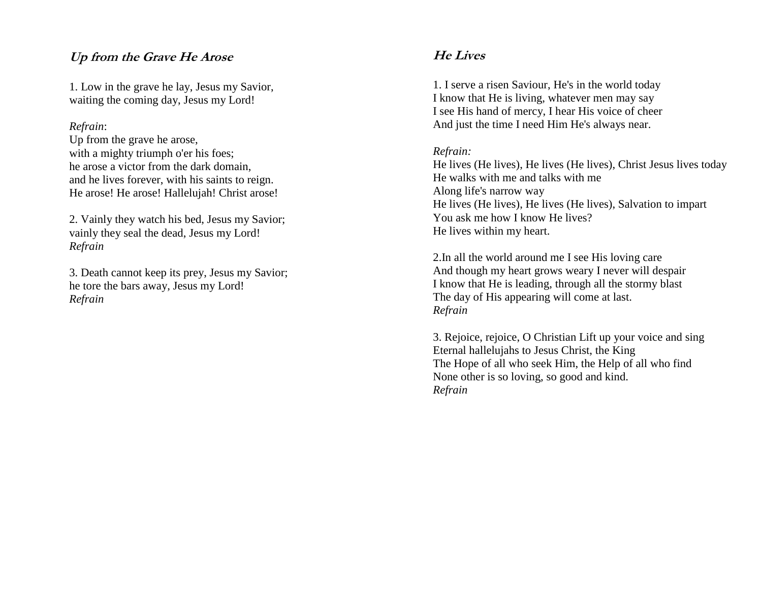## *Up from the Grave He Arose*

1. Low in the grave he lay, Jesus my Savior,
waiting the coming day, Jesus my Lord!

*Refrain*:
Up from the grave he arose,
with a mighty triumph o'er his foes;
he arose a victor from the dark domain,
and he lives forever, with his saints to reign.
He arose! He arose! Hallelujah! Christ arose!

2. Vainly they watch his bed, Jesus my Savior;
vainly they seal the dead, Jesus my Lord!
*Refrain*

3. Death cannot keep its prey, Jesus my Savior;
he tore the bars away, Jesus my Lord!
*Refrain*

## *He Lives*

1. I serve a risen Saviour, He's in the world today
I know that He is living, whatever men may say
I see His hand of mercy, I hear His voice of cheer
And just the time I need Him He's always near.

*Refrain:*
He lives (He lives), He lives (He lives), Christ Jesus lives today
He walks with me and talks with me
Along life's narrow way
He lives (He lives), He lives (He lives), Salvation to impart
You ask me how I know He lives?
He lives within my heart.

2.In all the world around me I see His loving care
And though my heart grows weary I never will despair
I know that He is leading, through all the stormy blast
The day of His appearing will come at last.
*Refrain*

3. Rejoice, rejoice, O Christian Lift up your voice and sing
Eternal hallelujahs to Jesus Christ, the King
The Hope of all who seek Him, the Help of all who find
None other is so loving, so good and kind.
*Refrain*